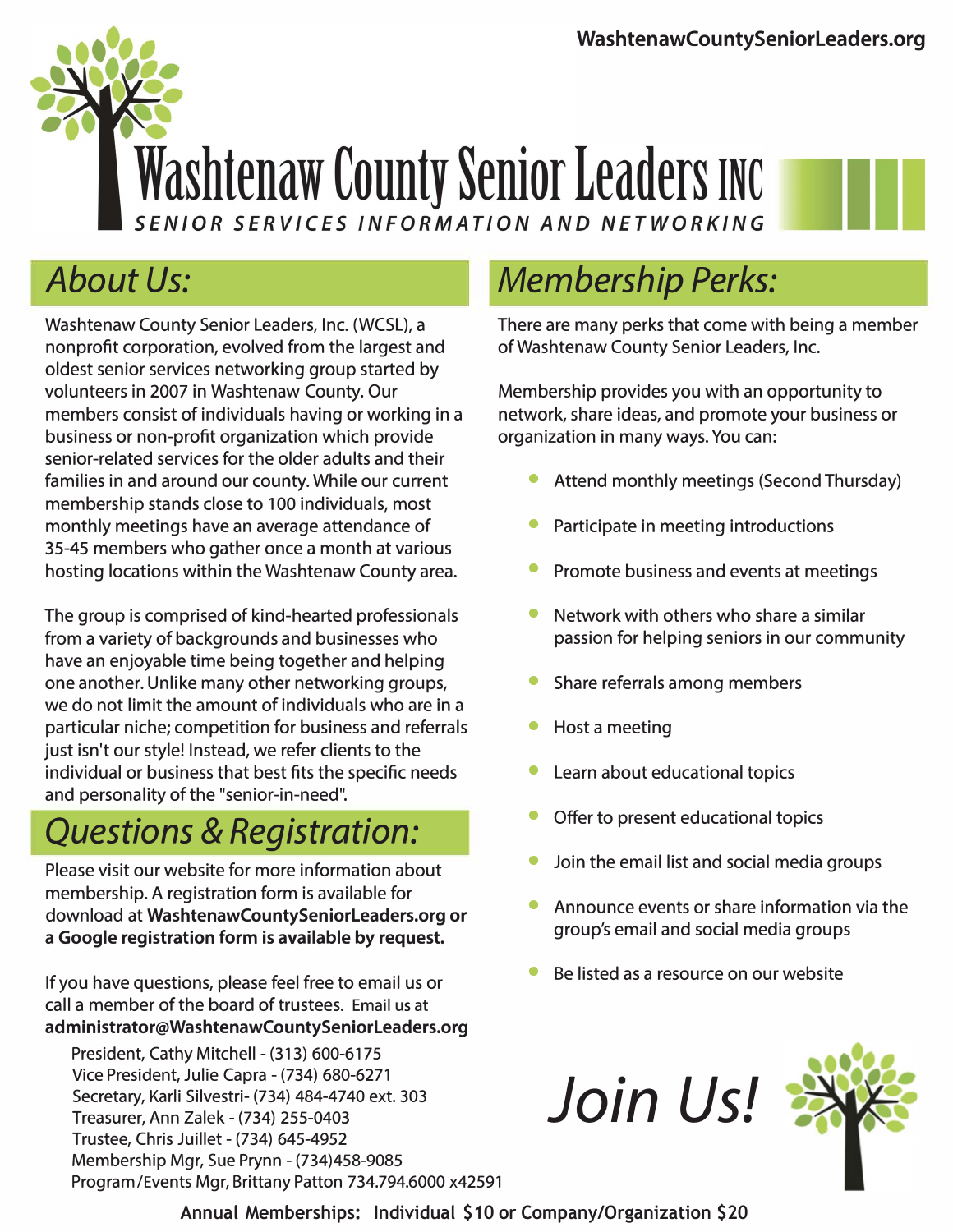WashtenawCountySeniorLeaders.org

# Washtenaw County Senior Leaders INC

SENIOR SERVICES INFORMATION AND NETWORKING

## About Us:

Washtenaw County Senior Leaders, Inc. (WCSL), a nonprofit corporation, evolved from the largest and oldest senior services networking group started by volunteers in 2007 in Washtenaw County. Our members consist of individuals having or working in a business or non-profit organization which provide senior-related services for the older adults and their families in and around our county. While our current membership stands close to 100 individuals, most monthly meetings have an average attendance of 35-45 members who gather once a month at various hosting locations within the Washtenaw County area.

The group is comprised of kind-hearted professionals from a variety of backgrounds and businesses who have an enjoyable time being together and helping one another. Unlike many other networking groups, we do not limit the amount of individuals who are in a particular niche; competition for business and referrals just isn't our style! Instead, we refer clients to the individual or business that best fits the specific needs and personality of the "senior-in-need".

## Questions & Registration:

Please visit our website for more information about membership. A registration form is available for download at **WashtenawCountySeniorLeaders.org or a Google registration form is available by request.**

If you have questions, please feel free to email us or call a member of the board of trustees. Email us at **administrator@WashtenawCountySeniorLeaders.org**

President, Cathy Mitchell - (313) 600-6175
Vice President, Julie Capra - (734) 680-6271
Secretary, Karli Silvestri- (734) 484-4740 ext. 303
Treasurer, Ann Zalek - (734) 255-0403
Trustee, Chris Juillet - (734) 645-4952
Membership Mgr, Sue Prynn - (734)458-9085
Program/Events Mgr, Brittany Patton 734.794.6000 x42591

## Membership Perks:

There are many perks that come with being a member of Washtenaw County Senior Leaders, Inc.

Membership provides you with an opportunity to network, share ideas, and promote your business or organization in many ways. You can:

- Attend monthly meetings (Second Thursday)
- Participate in meeting introductions
- Promote business and events at meetings
- Network with others who share a similar passion for helping seniors in our community
- Share referrals among members
- Host a meeting
- Learn about educational topics
- Offer to present educational topics
- Join the email list and social media groups
- Announce events or share information via the group's email and social media groups
- Be listed as a resource on our website

## Join Us!

**Annual Memberships: Individual $10 or Company/Organization $20**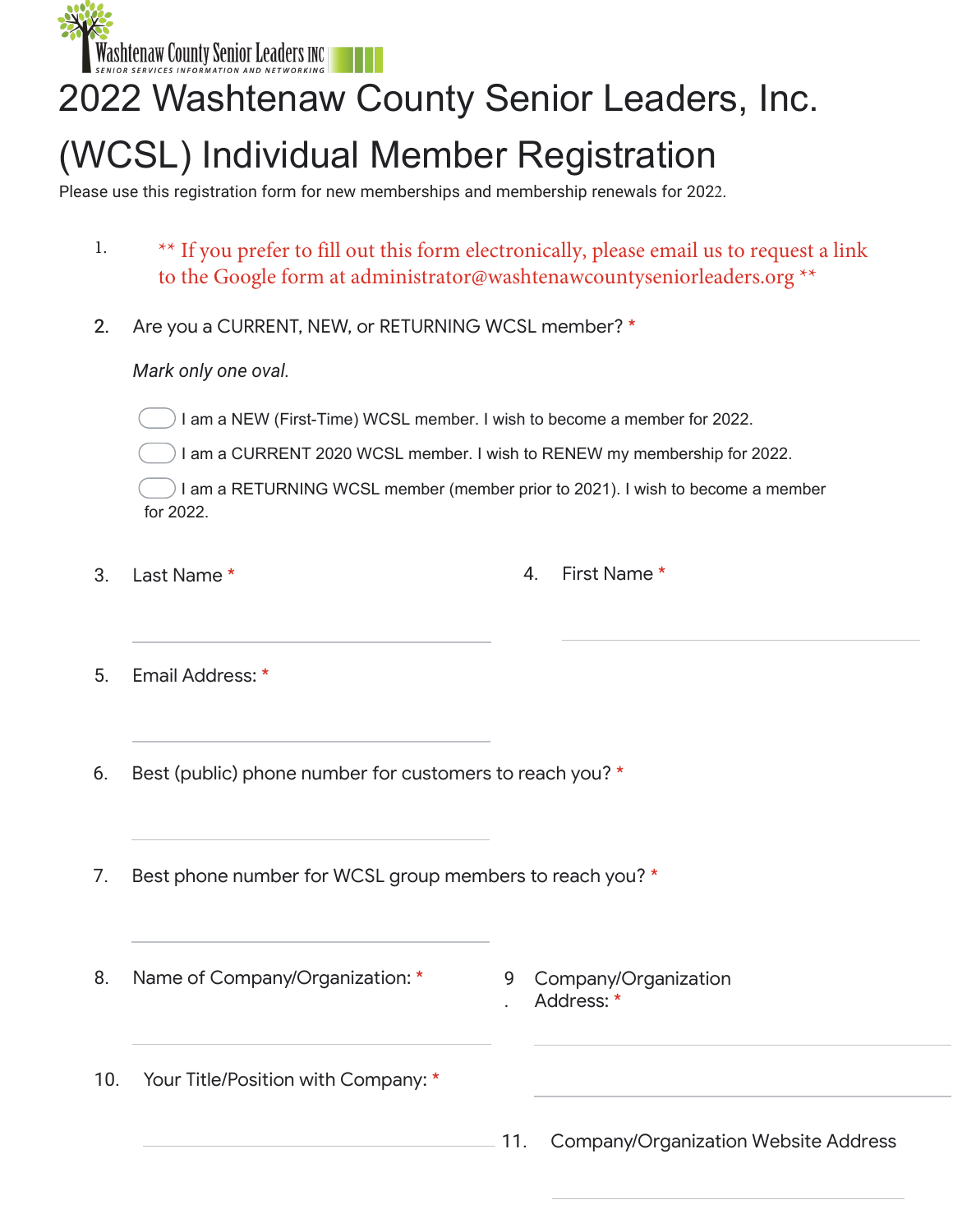Washtenaw County Senior Leaders INC
SENIOR SERVICES INFORMATION AND NETWORKING

# 2022 Washtenaw County Senior Leaders, Inc. (WCSL) Individual Member Registration

Please use this registration form for new memberships and membership renewals for 2022.

1. ** If you prefer to fill out this form electronically, please email us to request a link to the Google form at administrator@washtenawcountyseniorleaders.org **

2. Are you a CURRENT, NEW, or RETURNING WCSL member? *

   *Mark only one oval.*

   - ( ) I am a NEW (First-Time) WCSL member. I wish to become a member for 2022.
   - ( ) I am a CURRENT 2020 WCSL member. I wish to RENEW my membership for 2022.
   - ( ) I am a RETURNING WCSL member (member prior to 2021). I wish to become a member for 2022.

3. Last Name *

   ___________________________

4. First Name *

   ___________________________

5. Email Address: *

   ___________________________

6. Best (public) phone number for customers to reach you? *

   ___________________________

7. Best phone number for WCSL group members to reach you? *

   ___________________________

8. Name of Company/Organization: *

   ___________________________

9. Company/Organization Address: *

   ___________________________

   ___________________________

10. Your Title/Position with Company: *

   ___________________________

11. Company/Organization Website Address

   ___________________________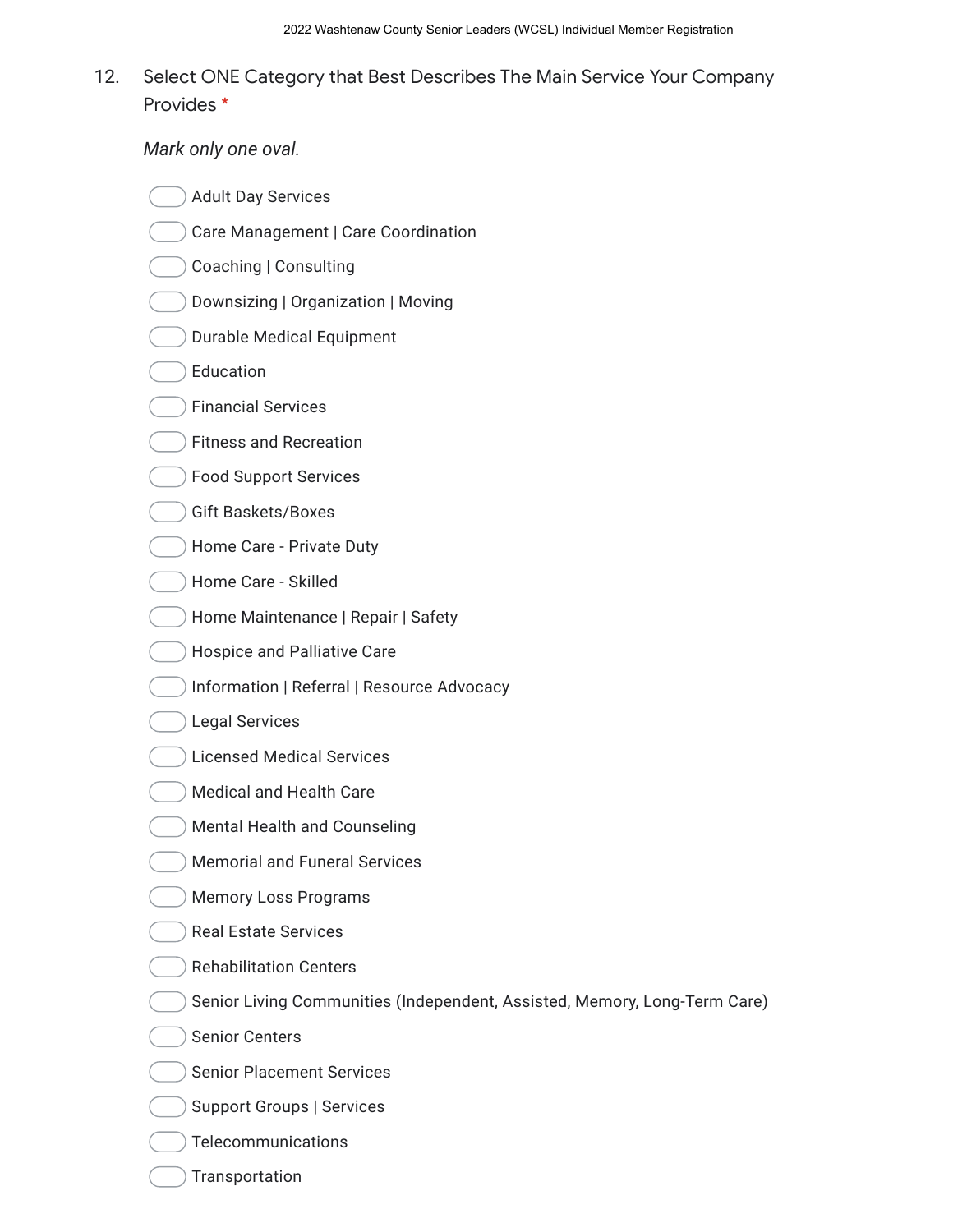12. Select ONE Category that Best Describes The Main Service Your Company Provides *

*Mark only one oval.*

- Adult Day Services
- Care Management | Care Coordination
- Coaching | Consulting
- Downsizing | Organization | Moving
- Durable Medical Equipment
- Education
- Financial Services
- Fitness and Recreation
- Food Support Services
- Gift Baskets/Boxes
- Home Care - Private Duty
- Home Care - Skilled
- Home Maintenance | Repair | Safety
- Hospice and Palliative Care
- Information | Referral | Resource Advocacy
- Legal Services
- Licensed Medical Services
- Medical and Health Care
- Mental Health and Counseling
- Memorial and Funeral Services
- Memory Loss Programs
- Real Estate Services
- Rehabilitation Centers
- Senior Living Communities (Independent, Assisted, Memory, Long-Term Care)
- Senior Centers
- Senior Placement Services
- Support Groups | Services
- Telecommunications
- Transportation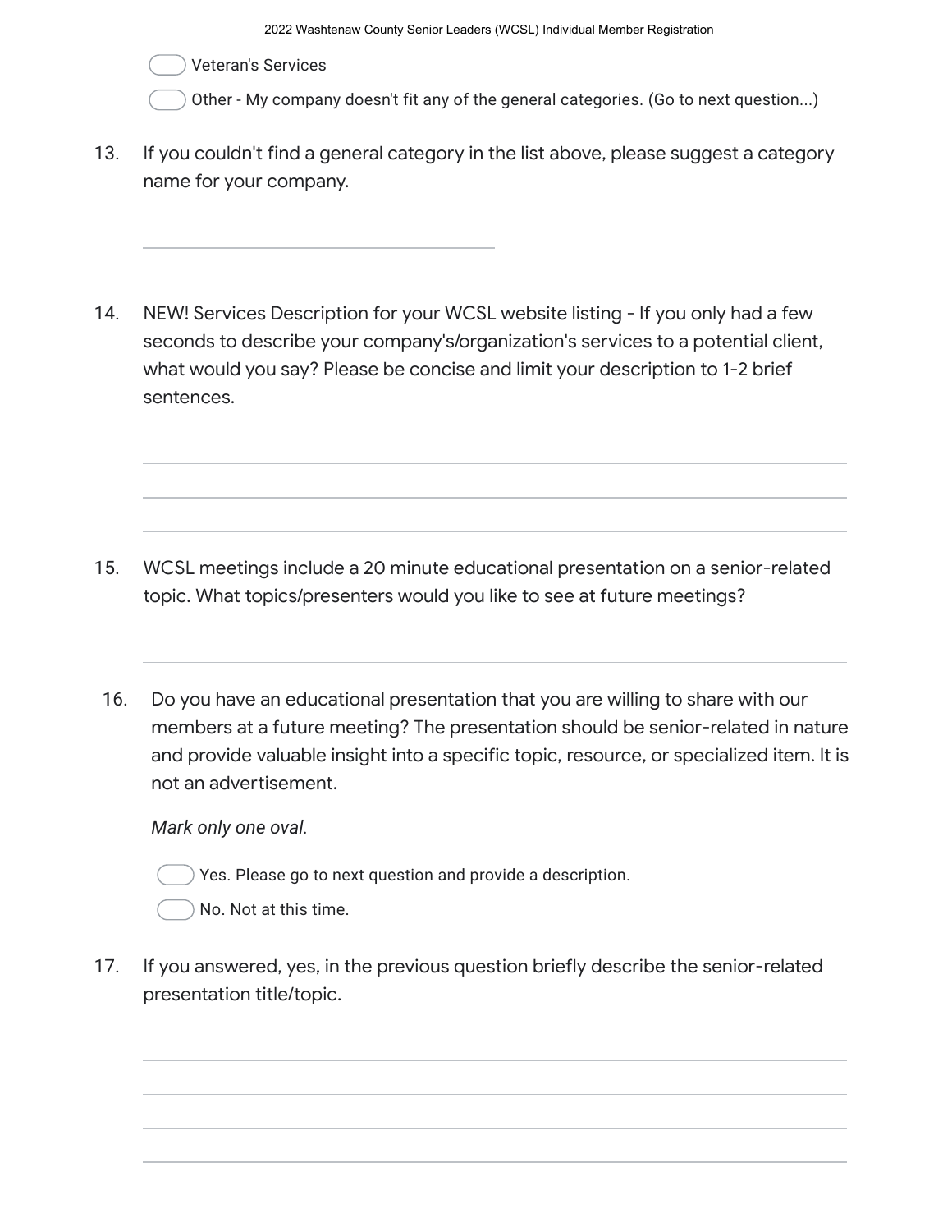- Veteran's Services
- Other - My company doesn't fit any of the general categories. (Go to next question...)

13. If you couldn't find a general category in the list above, please suggest a category name for your company.

_______________________________

14. NEW! Services Description for your WCSL website listing - If you only had a few seconds to describe your company's/organization's services to a potential client, what would you say? Please be concise and limit your description to 1-2 brief sentences.

_______________________________

_______________________________

_______________________________

15. WCSL meetings include a 20 minute educational presentation on a senior-related topic. What topics/presenters would you like to see at future meetings?

_______________________________

16. Do you have an educational presentation that you are willing to share with our members at a future meeting? The presentation should be senior-related in nature and provide valuable insight into a specific topic, resource, or specialized item. It is not an advertisement.

    *Mark only one oval.*

    - Yes. Please go to next question and provide a description.
    - No. Not at this time.

17. If you answered, yes, in the previous question briefly describe the senior-related presentation title/topic.

_______________________________

_______________________________

_______________________________

_______________________________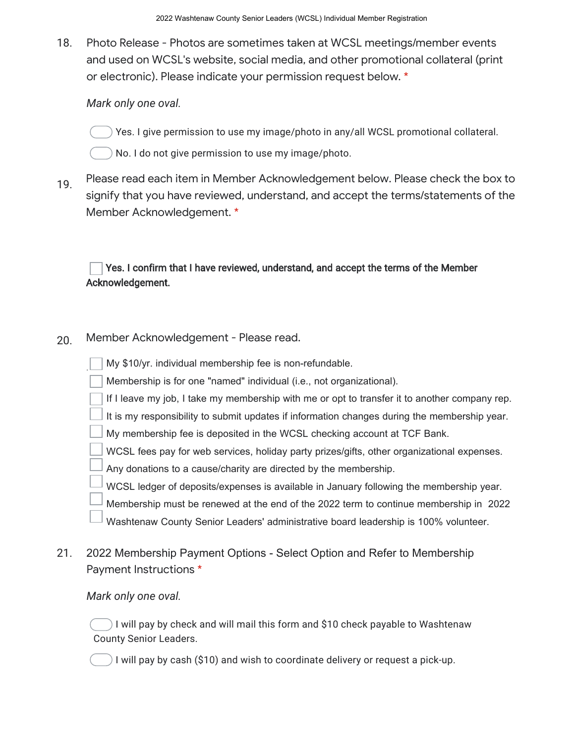18. Photo Release - Photos are sometimes taken at WCSL meetings/member events and used on WCSL's website, social media, and other promotional collateral (print or electronic). Please indicate your permission request below. *

*Mark only one oval.*

- ( ) Yes. I give permission to use my image/photo in any/all WCSL promotional collateral.
- ( ) No. I do not give permission to use my image/photo.

19. Please read each item in Member Acknowledgement below. Please check the box to signify that you have reviewed, understand, and accept the terms/statements of the Member Acknowledgement. *

- [ ] **Yes. I confirm that I have reviewed, understand, and accept the terms of the Member Acknowledgement.**

20. Member Acknowledgement - Please read.

- [ ] My $10/yr. individual membership fee is non-refundable.
- [ ] Membership is for one "named" individual (i.e., not organizational).
- [ ] If I leave my job, I take my membership with me or opt to transfer it to another company rep.
- [ ] It is my responsibility to submit updates if information changes during the membership year.
- [ ] My membership fee is deposited in the WCSL checking account at TCF Bank.
- [ ] WCSL fees pay for web services, holiday party prizes/gifts, other organizational expenses.
- [ ] Any donations to a cause/charity are directed by the membership.
- [ ] WCSL ledger of deposits/expenses is available in January following the membership year.
- [ ] Membership must be renewed at the end of the 2022 term to continue membership in 2022
- [ ] Washtenaw County Senior Leaders' administrative board leadership is 100% volunteer.

21. 2022 Membership Payment Options - Select Option and Refer to Membership Payment Instructions *

*Mark only one oval.*

- ( ) I will pay by check and will mail this form and $10 check payable to Washtenaw County Senior Leaders.
- ( ) I will pay by cash ($10) and wish to coordinate delivery or request a pick-up.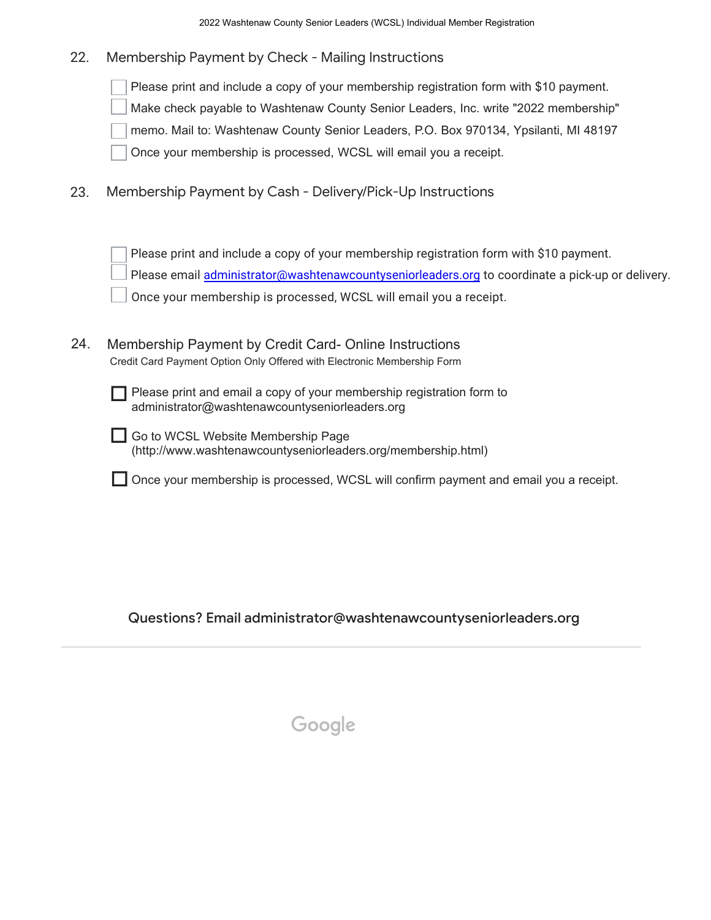22. Membership Payment by Check - Mailing Instructions

- [ ] Please print and include a copy of your membership registration form with $10 payment.
- [ ] Make check payable to Washtenaw County Senior Leaders, Inc. write "2022 membership"
- [ ] memo. Mail to: Washtenaw County Senior Leaders, P.O. Box 970134, Ypsilanti, MI 48197
- [ ] Once your membership is processed, WCSL will email you a receipt.

23. Membership Payment by Cash - Delivery/Pick-Up Instructions

- [ ] Please print and include a copy of your membership registration form with $10 payment.
- [ ] Please email administrator@washtenawcountyseniorleaders.org to coordinate a pick-up or delivery.
- [ ] Once your membership is processed, WCSL will email you a receipt.

24. Membership Payment by Credit Card- Online Instructions

Credit Card Payment Option Only Offered with Electronic Membership Form

- [ ] Please print and email a copy of your membership registration form to administrator@washtenawcountyseniorleaders.org
- [ ] Go to WCSL Website Membership Page (http://www.washtenawcountyseniorleaders.org/membership.html)
- [ ] Once your membership is processed, WCSL will confirm payment and email you a receipt.

**Questions? Email administrator@washtenawcountyseniorleaders.org**

Google